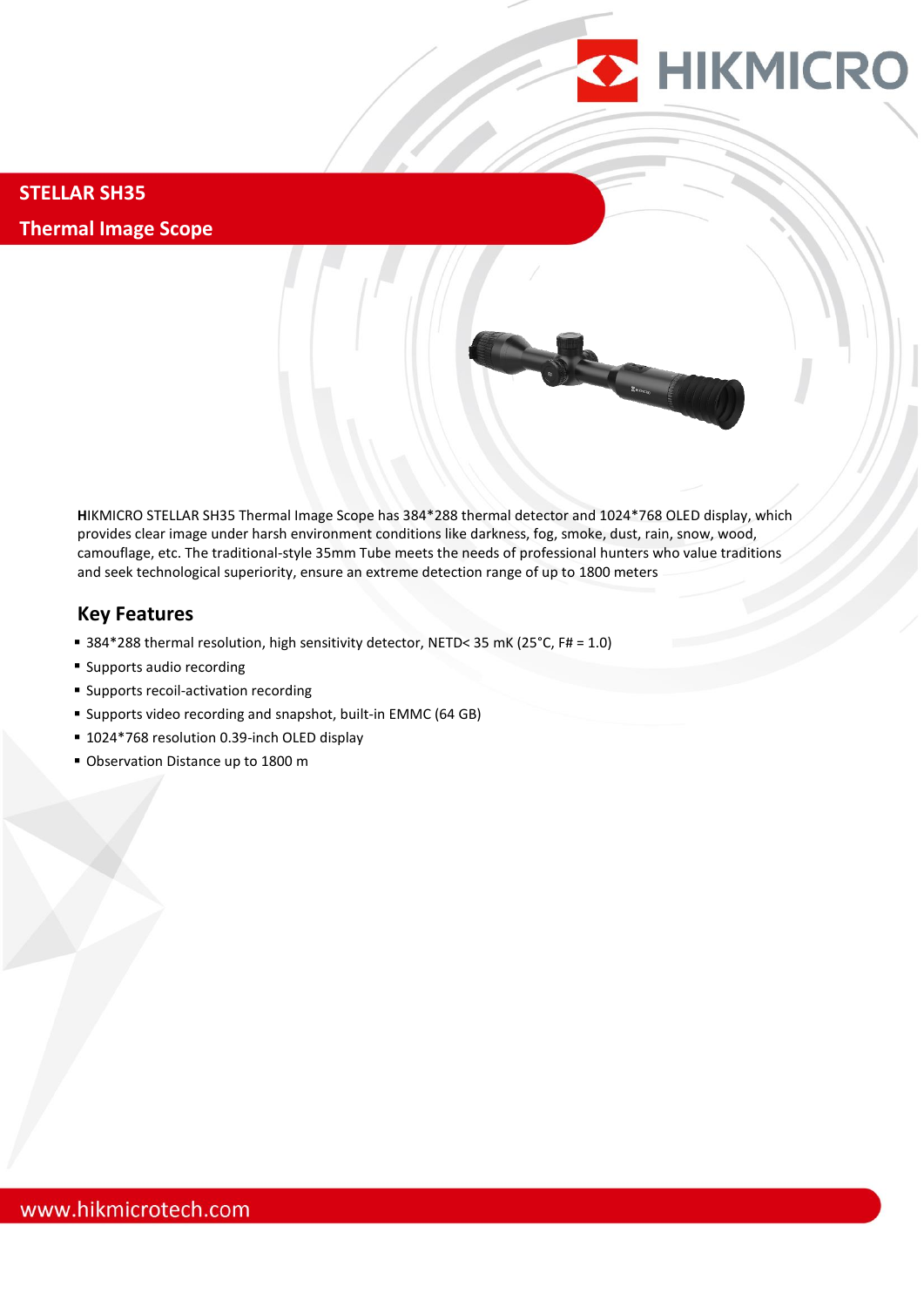# STELLAR SH35

## Thermal Image Scope

HIKMICRO STELLAR SH35 Thermal Image Scope has 384*288 thermal detector and 1024*768 OLED display, which provides clear image under harsh environment conditions like darkness, fog, smoke, dust, rain, snow, wood, camouflage, etc. The traditional-style 35mm Tube meets the needs of professional hunters who value traditions and seek technological superiority, ensure an extreme detection range of up to 1800 meters

## Key Features

- 384*288 thermal resolution, high sensitivity detector, NETD< 35 mK (25°C, F# = 1.0)
- Supports audio recording
- Supports recoil-activation recording
- Supports video recording and snapshot, built-in EMMC (64 GB)
- 1024*768 resolution 0.39-inch OLED display
- Observation Distance up to 1800 m

www.hikmicrotech.com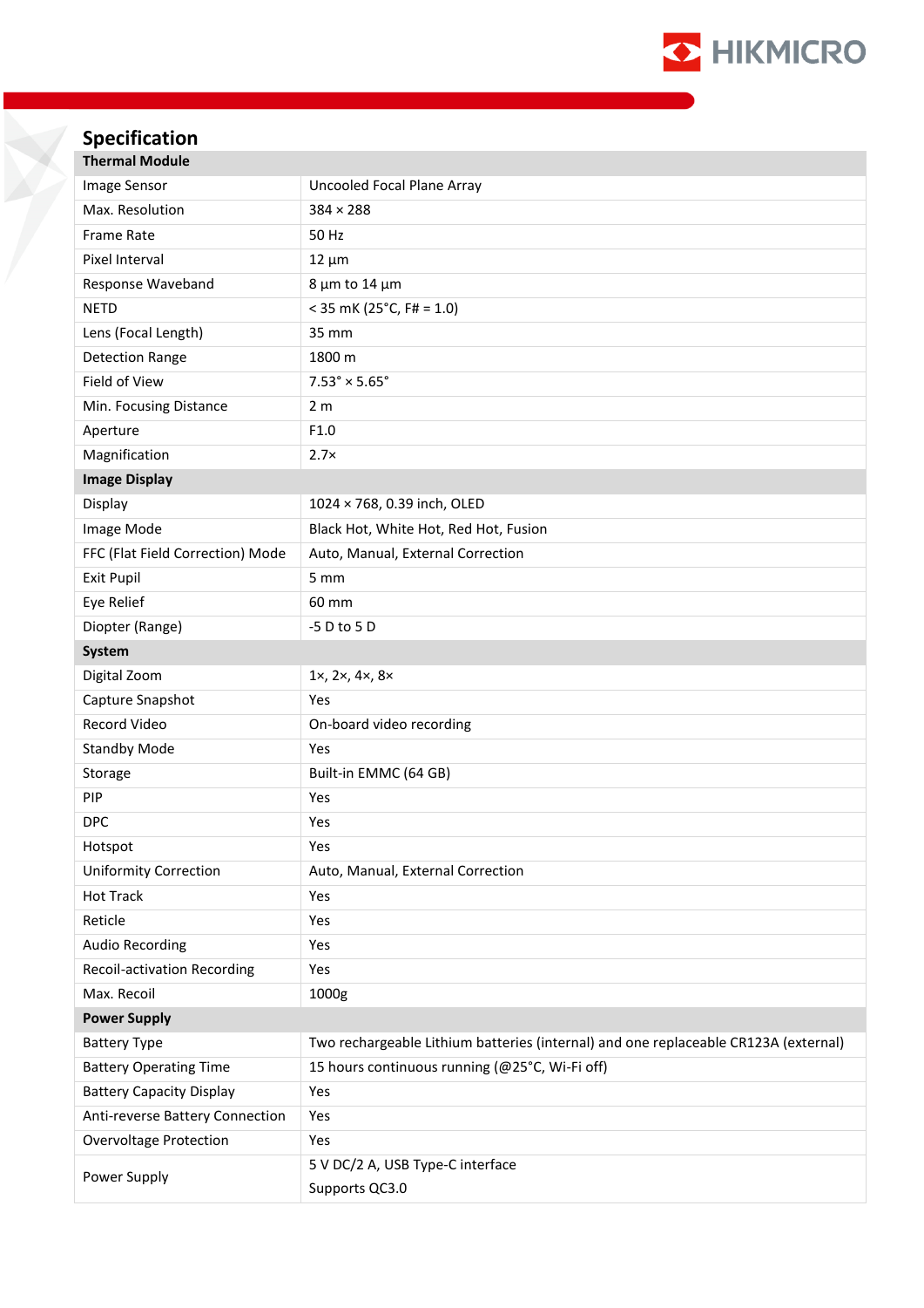## Specification

| Thermal Module | |
|---|---|
| Image Sensor | Uncooled Focal Plane Array |
| Max. Resolution | 384 × 288 |
| Frame Rate | 50 Hz |
| Pixel Interval | 12 µm |
| Response Waveband | 8 µm to 14 µm |
| NETD | < 35 mK (25°C, F# = 1.0) |
| Lens (Focal Length) | 35 mm |
| Detection Range | 1800 m |
| Field of View | 7.53° × 5.65° |
| Min. Focusing Distance | 2 m |
| Aperture | F1.0 |
| Magnification | 2.7× |
| **Image Display** | |
| Display | 1024 × 768, 0.39 inch, OLED |
| Image Mode | Black Hot, White Hot, Red Hot, Fusion |
| FFC (Flat Field Correction) Mode | Auto, Manual, External Correction |
| Exit Pupil | 5 mm |
| Eye Relief | 60 mm |
| Diopter (Range) | -5 D to 5 D |
| **System** | |
| Digital Zoom | 1×, 2×, 4×, 8× |
| Capture Snapshot | Yes |
| Record Video | On-board video recording |
| Standby Mode | Yes |
| Storage | Built-in EMMC (64 GB) |
| PIP | Yes |
| DPC | Yes |
| Hotspot | Yes |
| Uniformity Correction | Auto, Manual, External Correction |
| Hot Track | Yes |
| Reticle | Yes |
| Audio Recording | Yes |
| Recoil-activation Recording | Yes |
| Max. Recoil | 1000g |
| **Power Supply** | |
| Battery Type | Two rechargeable Lithium batteries (internal) and one replaceable CR123A (external) |
| Battery Operating Time | 15 hours continuous running (@25°C, Wi-Fi off) |
| Battery Capacity Display | Yes |
| Anti-reverse Battery Connection | Yes |
| Overvoltage Protection | Yes |
| Power Supply | 5 V DC/2 A, USB Type-C interface<br>Supports QC3.0 |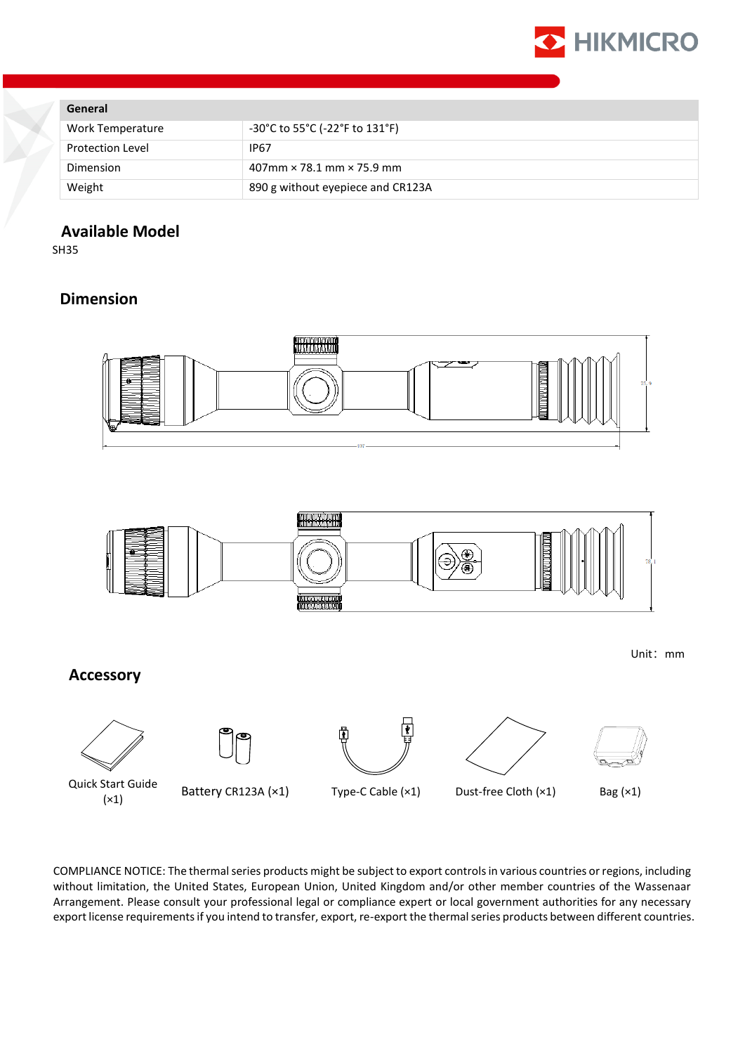| General | |
|---|---|
| Work Temperature | -30°C to 55°C (-22°F to 131°F) |
| Protection Level | IP67 |
| Dimension | 407mm × 78.1 mm × 75.9 mm |
| Weight | 890 g without eyepiece and CR123A |

## Available Model

SH35

## Dimension

Unit： mm

## Accessory

Quick Start Guide (×1)

Battery CR123A (×1)

Type-C Cable (×1)

Dust-free Cloth (×1)

Bag (×1)

COMPLIANCE NOTICE: The thermal series products might be subject to export controls in various countries or regions, including without limitation, the United States, European Union, United Kingdom and/or other member countries of the Wassenaar Arrangement. Please consult your professional legal or compliance expert or local government authorities for any necessary export license requirements if you intend to transfer, export, re-export the thermal series products between different countries.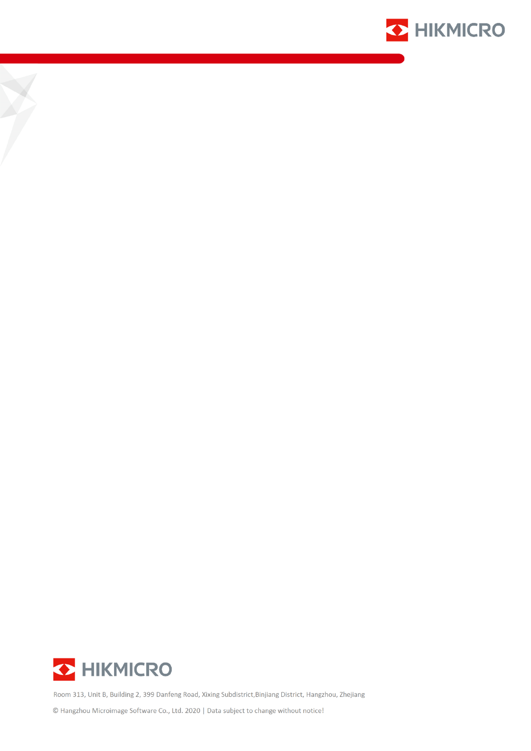HIKMICRO

Room 313, Unit B, Building 2, 399 Danfeng Road, Xixing Subdistrict,Binjiang District, Hangzhou, Zhejiang

© Hangzhou Microimage Software Co., Ltd. 2020 | Data subject to change without notice!